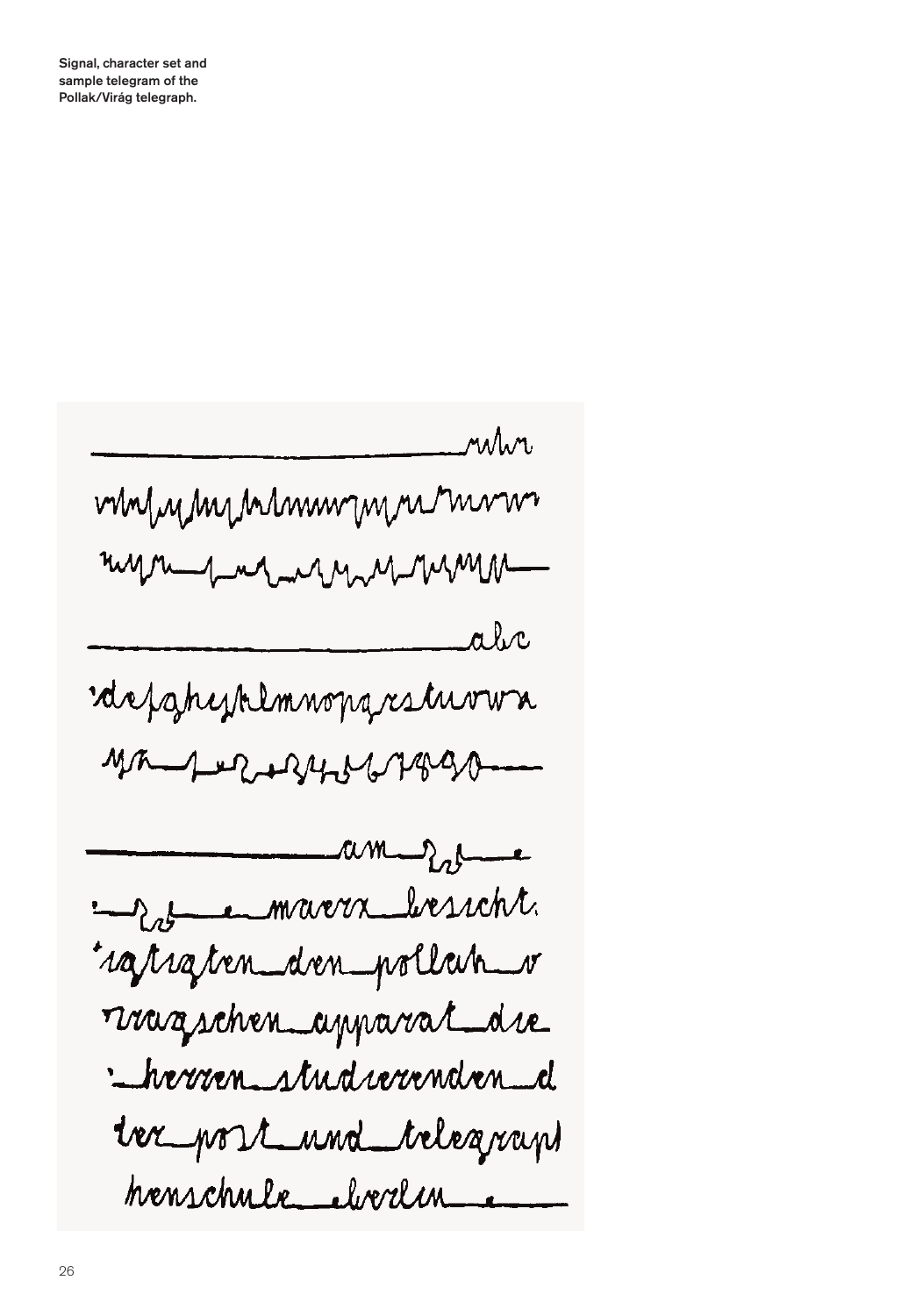Signal, character set and sample telegram of the Pollak/Virág telegraph.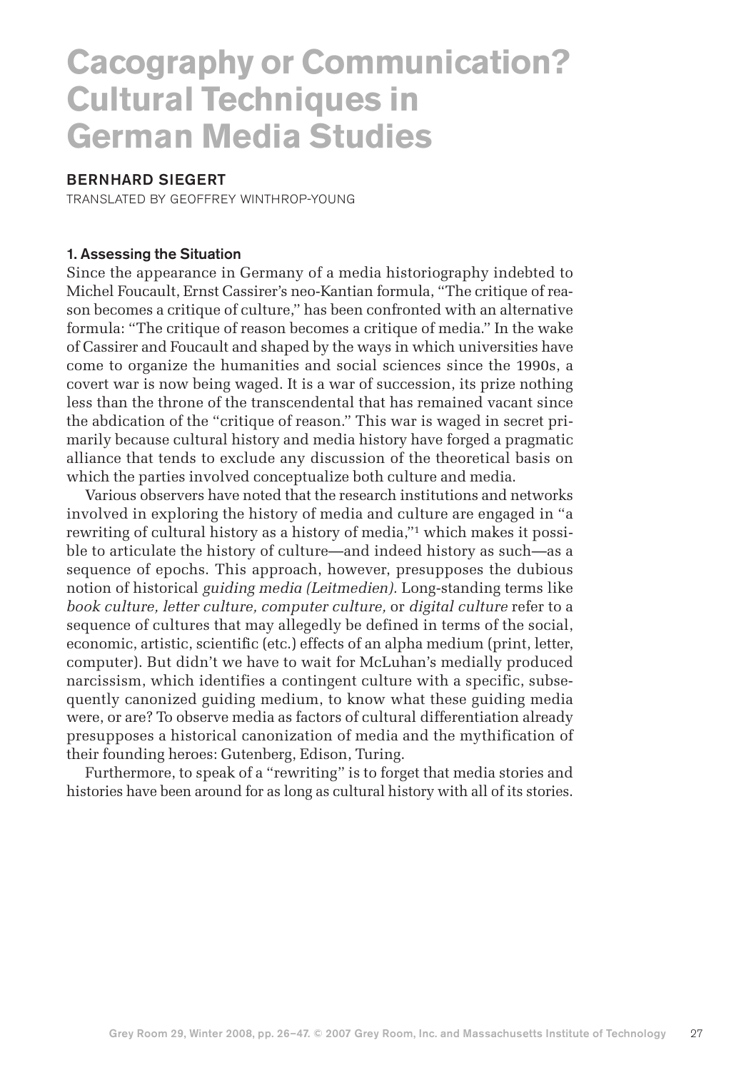# Cacography or Communication? Cultural Techniques in German Media Studies

**BERNHARD SIEGERT**

TRANSLATED BY GEOFFREY WINTHROP-YOUNG

### 1. Assessing the Situation

Since the appearance in Germany of a media historiography indebted to Michel Foucault, Ernst Cassirer's neo-Kantian formula, "The critique of reason becomes a critique of culture," has been confronted with an alternative formula: "The critique of reason becomes a critique of media." In the wake of Cassirer and Foucault and shaped by the ways in which universities have come to organize the humanities and social sciences since the 1990s, a covert war is now being waged. It is a war of succession, its prize nothing less than the throne of the transcendental that has remained vacant since the abdication of the "critique of reason." This war is waged in secret primarily because cultural history and media history have forged a pragmatic alliance that tends to exclude any discussion of the theoretical basis on which the parties involved conceptualize both culture and media.

Various observers have noted that the research institutions and networks involved in exploring the history of media and culture are engaged in "a rewriting of cultural history as a history of media,"[1] which makes it possible to articulate the history of culture—and indeed history as such—as a sequence of epochs. This approach, however, presupposes the dubious notion of historical *guiding media (Leitmedien).* Long-standing terms like *book culture, letter culture, computer culture,* or *digital culture* refer to a sequence of cultures that may allegedly be defined in terms of the social, economic, artistic, scientific (etc.) effects of an alpha medium (print, letter, computer). But didn't we have to wait for McLuhan's medially produced narcissism, which identifies a contingent culture with a specific, subsequently canonized guiding medium, to know what these guiding media were, or are? To observe media as factors of cultural differentiation already presupposes a historical canonization of media and the mythification of their founding heroes: Gutenberg, Edison, Turing.

Furthermore, to speak of a "rewriting" is to forget that media stories and histories have been around for as long as cultural history with all of its stories.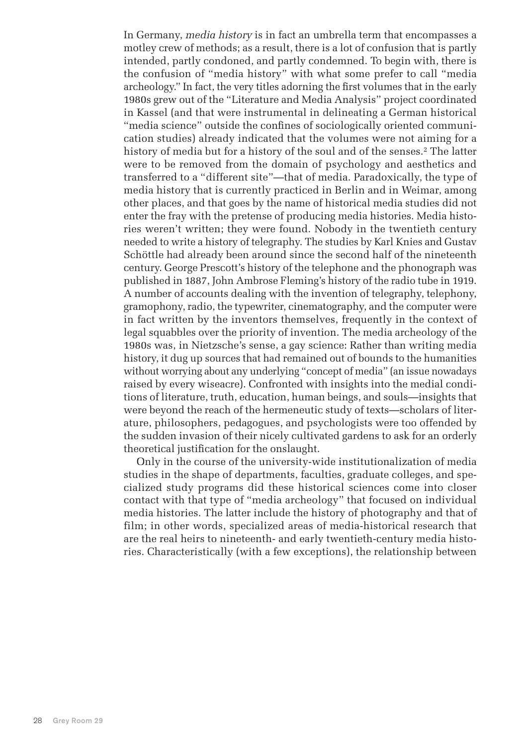In Germany, *media history* is in fact an umbrella term that encompasses a motley crew of methods; as a result, there is a lot of confusion that is partly intended, partly condoned, and partly condemned. To begin with, there is the confusion of "media history" with what some prefer to call "media archeology." In fact, the very titles adorning the first volumes that in the early 1980s grew out of the "Literature and Media Analysis" project coordinated in Kassel (and that were instrumental in delineating a German historical "media science" outside the confines of sociologically oriented communication studies) already indicated that the volumes were not aiming for a history of media but for a history of the soul and of the senses.[2] The latter were to be removed from the domain of psychology and aesthetics and transferred to a "different site"—that of media. Paradoxically, the type of media history that is currently practiced in Berlin and in Weimar, among other places, and that goes by the name of historical media studies did not enter the fray with the pretense of producing media histories. Media histories weren't written; they were found. Nobody in the twentieth century needed to write a history of telegraphy. The studies by Karl Knies and Gustav Schöttle had already been around since the second half of the nineteenth century. George Prescott's history of the telephone and the phonograph was published in 1887, John Ambrose Fleming's history of the radio tube in 1919. A number of accounts dealing with the invention of telegraphy, telephony, gramophony, radio, the typewriter, cinematography, and the computer were in fact written by the inventors themselves, frequently in the context of legal squabbles over the priority of invention. The media archeology of the 1980s was, in Nietzsche's sense, a gay science: Rather than writing media history, it dug up sources that had remained out of bounds to the humanities without worrying about any underlying "concept of media" (an issue nowadays raised by every wiseacre). Confronted with insights into the medial conditions of literature, truth, education, human beings, and souls—insights that were beyond the reach of the hermeneutic study of texts—scholars of literature, philosophers, pedagogues, and psychologists were too offended by the sudden invasion of their nicely cultivated gardens to ask for an orderly theoretical justification for the onslaught.

Only in the course of the university-wide institutionalization of media studies in the shape of departments, faculties, graduate colleges, and specialized study programs did these historical sciences come into closer contact with that type of "media archeology" that focused on individual media histories. The latter include the history of photography and that of film; in other words, specialized areas of media-historical research that are the real heirs to nineteenth- and early twentieth-century media histories. Characteristically (with a few exceptions), the relationship between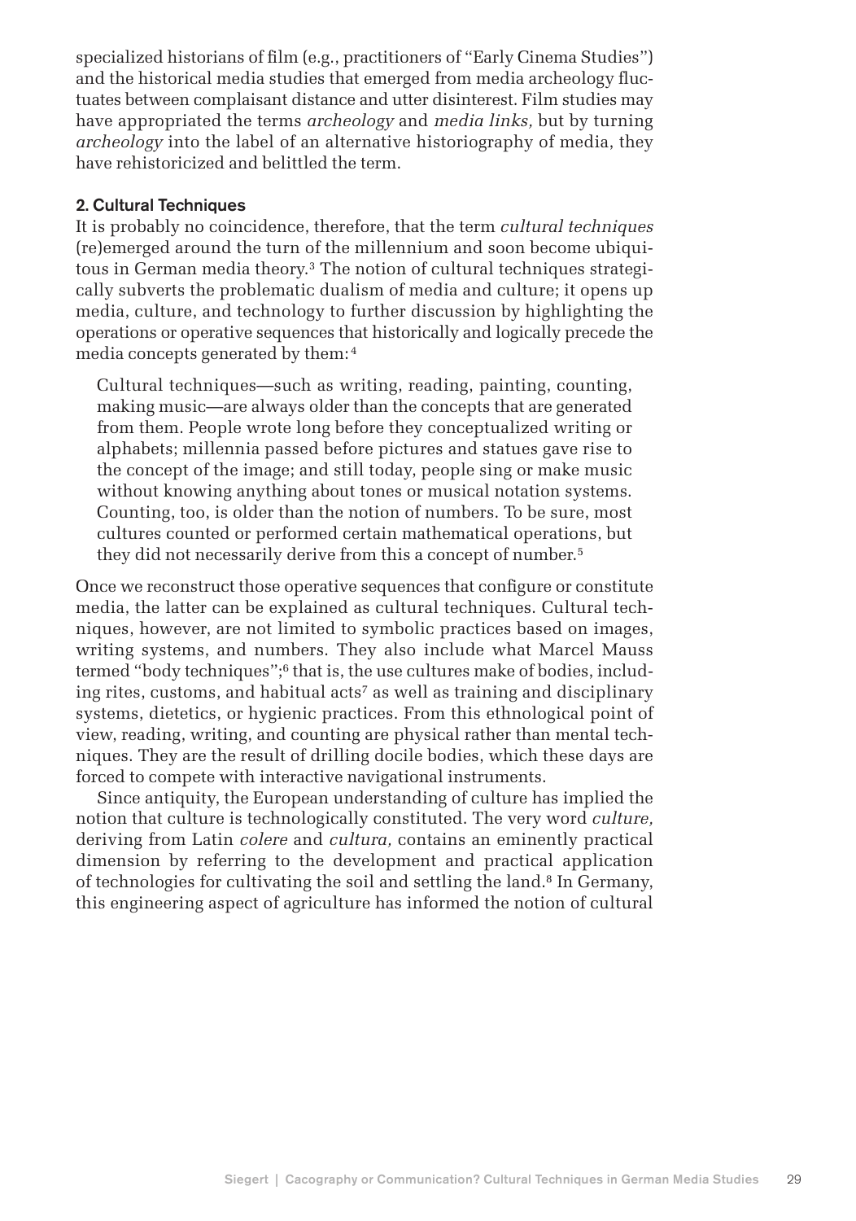specialized historians of film (e.g., practitioners of "Early Cinema Studies") and the historical media studies that emerged from media archeology fluctuates between complaisant distance and utter disinterest. Film studies may have appropriated the terms *archeology* and *media links,* but by turning *archeology* into the label of an alternative historiography of media, they have rehistoricized and belittled the term.

## 2. Cultural Techniques

It is probably no coincidence, therefore, that the term *cultural techniques* (re)emerged around the turn of the millennium and soon become ubiquitous in German media theory.[3] The notion of cultural techniques strategically subverts the problematic dualism of media and culture; it opens up media, culture, and technology to further discussion by highlighting the operations or operative sequences that historically and logically precede the media concepts generated by them:[4]

> Cultural techniques—such as writing, reading, painting, counting, making music—are always older than the concepts that are generated from them. People wrote long before they conceptualized writing or alphabets; millennia passed before pictures and statues gave rise to the concept of the image; and still today, people sing or make music without knowing anything about tones or musical notation systems. Counting, too, is older than the notion of numbers. To be sure, most cultures counted or performed certain mathematical operations, but they did not necessarily derive from this a concept of number.[5]

Once we reconstruct those operative sequences that configure or constitute media, the latter can be explained as cultural techniques. Cultural techniques, however, are not limited to symbolic practices based on images, writing systems, and numbers. They also include what Marcel Mauss termed "body techniques";[6] that is, the use cultures make of bodies, including rites, customs, and habitual acts[7] as well as training and disciplinary systems, dietetics, or hygienic practices. From this ethnological point of view, reading, writing, and counting are physical rather than mental techniques. They are the result of drilling docile bodies, which these days are forced to compete with interactive navigational instruments.

Since antiquity, the European understanding of culture has implied the notion that culture is technologically constituted. The very word *culture,* deriving from Latin *colere* and *cultura,* contains an eminently practical dimension by referring to the development and practical application of technologies for cultivating the soil and settling the land.[8] In Germany, this engineering aspect of agriculture has informed the notion of cultural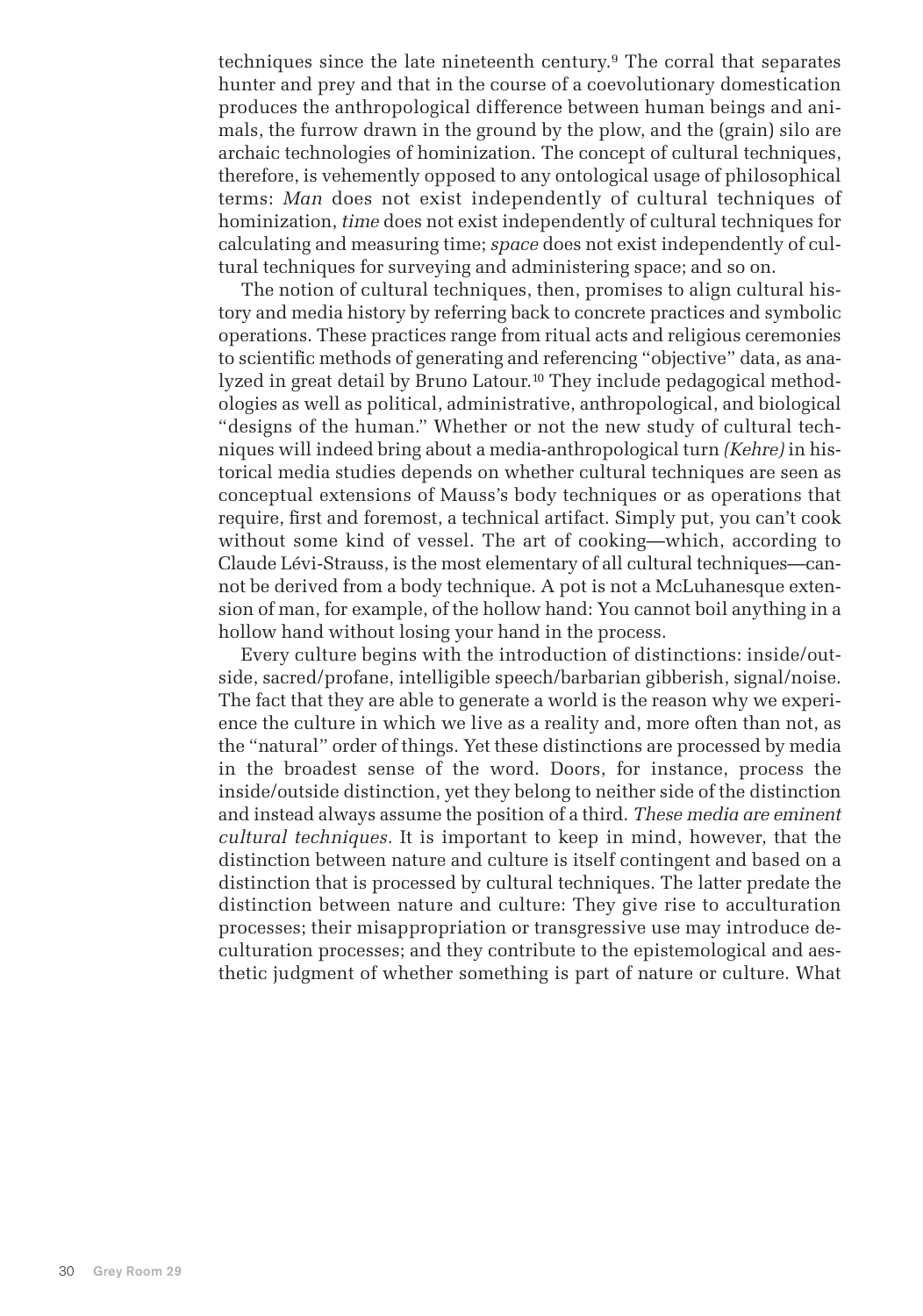techniques since the late nineteenth century.[9] The corral that separates hunter and prey and that in the course of a coevolutionary domestication produces the anthropological difference between human beings and animals, the furrow drawn in the ground by the plow, and the (grain) silo are archaic technologies of hominization. The concept of cultural techniques, therefore, is vehemently opposed to any ontological usage of philosophical terms: *Man* does not exist independently of cultural techniques of hominization, *time* does not exist independently of cultural techniques for calculating and measuring time; *space* does not exist independently of cultural techniques for surveying and administering space; and so on.

The notion of cultural techniques, then, promises to align cultural history and media history by referring back to concrete practices and symbolic operations. These practices range from ritual acts and religious ceremonies to scientific methods of generating and referencing "objective" data, as analyzed in great detail by Bruno Latour.[10] They include pedagogical methodologies as well as political, administrative, anthropological, and biological "designs of the human." Whether or not the new study of cultural techniques will indeed bring about a media-anthropological turn *(Kehre)* in historical media studies depends on whether cultural techniques are seen as conceptual extensions of Mauss's body techniques or as operations that require, first and foremost, a technical artifact. Simply put, you can't cook without some kind of vessel. The art of cooking—which, according to Claude Lévi-Strauss, is the most elementary of all cultural techniques—cannot be derived from a body technique. A pot is not a McLuhanesque extension of man, for example, of the hollow hand: You cannot boil anything in a hollow hand without losing your hand in the process.

Every culture begins with the introduction of distinctions: inside/outside, sacred/profane, intelligible speech/barbarian gibberish, signal/noise. The fact that they are able to generate a world is the reason why we experience the culture in which we live as a reality and, more often than not, as the "natural" order of things. Yet these distinctions are processed by media in the broadest sense of the word. Doors, for instance, process the inside/outside distinction, yet they belong to neither side of the distinction and instead always assume the position of a third. *These media are eminent cultural techniques.* It is important to keep in mind, however, that the distinction between nature and culture is itself contingent and based on a distinction that is processed by cultural techniques. The latter predate the distinction between nature and culture: They give rise to acculturation processes; their misappropriation or transgressive use may introduce deculturation processes; and they contribute to the epistemological and aesthetic judgment of whether something is part of nature or culture. What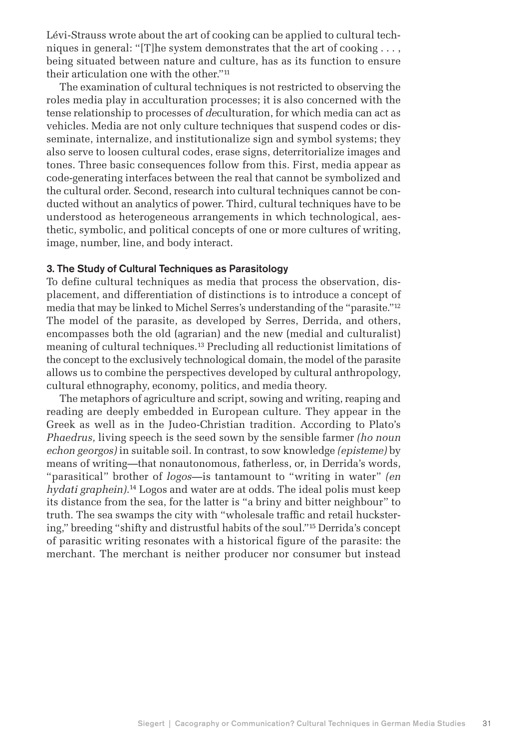Lévi-Strauss wrote about the art of cooking can be applied to cultural techniques in general: "[T]he system demonstrates that the art of cooking . . . , being situated between nature and culture, has as its function to ensure their articulation one with the other."[11]

The examination of cultural techniques is not restricted to observing the roles media play in acculturation processes; it is also concerned with the tense relationship to processes of *de*culturation, for which media can act as vehicles. Media are not only culture techniques that suspend codes or disseminate, internalize, and institutionalize sign and symbol systems; they also serve to loosen cultural codes, erase signs, deterritorialize images and tones. Three basic consequences follow from this. First, media appear as code-generating interfaces between the real that cannot be symbolized and the cultural order. Second, research into cultural techniques cannot be conducted without an analytics of power. Third, cultural techniques have to be understood as heterogeneous arrangements in which technological, aesthetic, symbolic, and political concepts of one or more cultures of writing, image, number, line, and body interact.

### 3. The Study of Cultural Techniques as Parasitology

To define cultural techniques as media that process the observation, displacement, and differentiation of distinctions is to introduce a concept of media that may be linked to Michel Serres's understanding of the "parasite."[12] The model of the parasite, as developed by Serres, Derrida, and others, encompasses both the old (agrarian) and the new (medial and culturalist) meaning of cultural techniques.[13] Precluding all reductionist limitations of the concept to the exclusively technological domain, the model of the parasite allows us to combine the perspectives developed by cultural anthropology, cultural ethnography, economy, politics, and media theory.

The metaphors of agriculture and script, sowing and writing, reaping and reading are deeply embedded in European culture. They appear in the Greek as well as in the Judeo-Christian tradition. According to Plato's *Phaedrus,* living speech is the seed sown by the sensible farmer *(ho noun echon georgos)* in suitable soil. In contrast, to sow knowledge *(episteme)* by means of writing—that nonautonomous, fatherless, or, in Derrida's words, "parasitical" brother of *logos*—is tantamount to "writing in water" *(en hydati graphein).*[14] Logos and water are at odds. The ideal polis must keep its distance from the sea, for the latter is "a briny and bitter neighbour" to truth. The sea swamps the city with "wholesale traffic and retail huckstering," breeding "shifty and distrustful habits of the soul."[15] Derrida's concept of parasitic writing resonates with a historical figure of the parasite: the merchant. The merchant is neither producer nor consumer but instead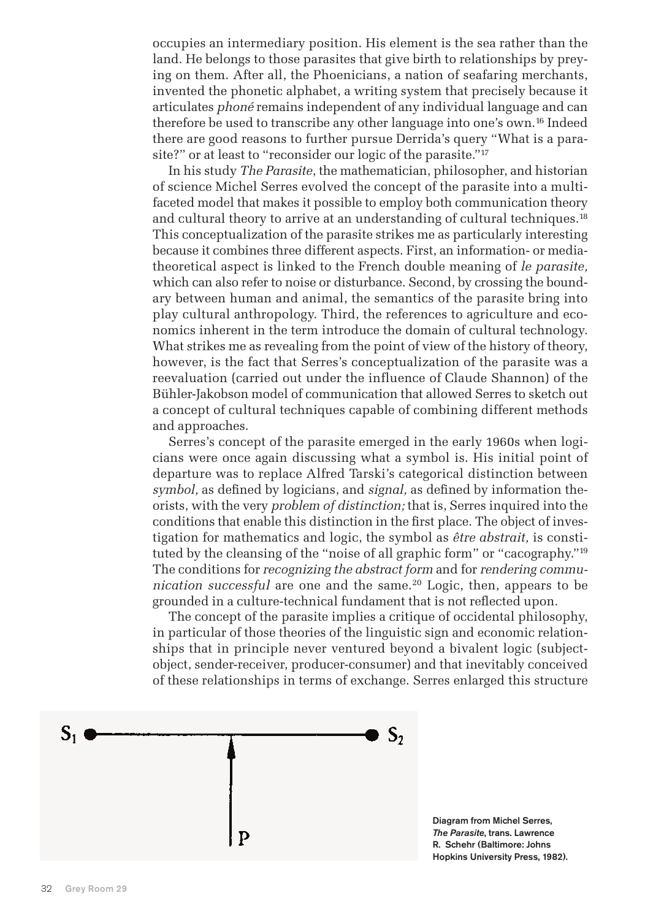occupies an intermediary position. His element is the sea rather than the land. He belongs to those parasites that give birth to relationships by preying on them. After all, the Phoenicians, a nation of seafaring merchants, invented the phonetic alphabet, a writing system that precisely because it articulates *phoné* remains independent of any individual language and can therefore be used to transcribe any other language into one's own.[16] Indeed there are good reasons to further pursue Derrida's query "What is a parasite?" or at least to "reconsider our logic of the parasite."[17]

In his study *The Parasite*, the mathematician, philosopher, and historian of science Michel Serres evolved the concept of the parasite into a multifaceted model that makes it possible to employ both communication theory and cultural theory to arrive at an understanding of cultural techniques.[18] This conceptualization of the parasite strikes me as particularly interesting because it combines three different aspects. First, an information- or media-theoretical aspect is linked to the French double meaning of *le parasite,* which can also refer to noise or disturbance. Second, by crossing the boundary between human and animal, the semantics of the parasite bring into play cultural anthropology. Third, the references to agriculture and economics inherent in the term introduce the domain of cultural technology. What strikes me as revealing from the point of view of the history of theory, however, is the fact that Serres's conceptualization of the parasite was a reevaluation (carried out under the influence of Claude Shannon) of the Bühler-Jakobson model of communication that allowed Serres to sketch out a concept of cultural techniques capable of combining different methods and approaches.

Serres's concept of the parasite emerged in the early 1960s when logicians were once again discussing what a symbol is. His initial point of departure was to replace Alfred Tarski's categorical distinction between *symbol,* as defined by logicians, and *signal,* as defined by information theorists, with the very *problem of distinction;* that is, Serres inquired into the conditions that enable this distinction in the first place. The object of investigation for mathematics and logic, the symbol as *être abstrait,* is constituted by the cleansing of the "noise of all graphic form" or "cacography."[19] The conditions for *recognizing the abstract form* and for *rendering communication successful* are one and the same.[20] Logic, then, appears to be grounded in a culture-technical fundament that is not reflected upon.

The concept of the parasite implies a critique of occidental philosophy, in particular of those theories of the linguistic sign and economic relationships that in principle never ventured beyond a bivalent logic (subject-object, sender-receiver, producer-consumer) and that inevitably conceived of these relationships in terms of exchange. Serres enlarged this structure

$S_1$ $S_2$

P

**Diagram from Michel Serres, *The Parasite*, trans. Lawrence R. Schehr (Baltimore: Johns Hopkins University Press, 1982).**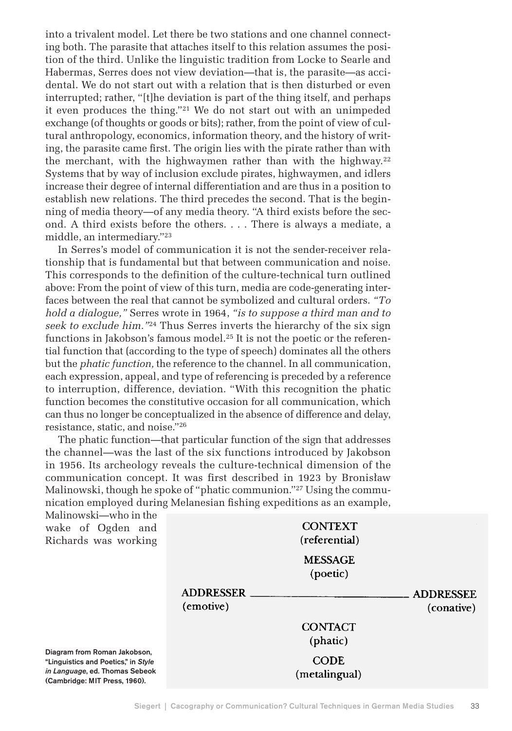into a trivalent model. Let there be two stations and one channel connecting both. The parasite that attaches itself to this relation assumes the position of the third. Unlike the linguistic tradition from Locke to Searle and Habermas, Serres does not view deviation—that is, the parasite—as accidental. We do not start out with a relation that is then disturbed or even interrupted; rather, "[t]he deviation is part of the thing itself, and perhaps it even produces the thing."[21] We do not start out with an unimpeded exchange (of thoughts or goods or bits); rather, from the point of view of cultural anthropology, economics, information theory, and the history of writing, the parasite came first. The origin lies with the pirate rather than with the merchant, with the highwaymen rather than with the highway.[22] Systems that by way of inclusion exclude pirates, highwaymen, and idlers increase their degree of internal differentiation and are thus in a position to establish new relations. The third precedes the second. That is the beginning of media theory—of any media theory. "A third exists before the second. A third exists before the others. . . . There is always a mediate, a middle, an intermediary."[23]

In Serres's model of communication it is not the sender-receiver relationship that is fundamental but that between communication and noise. This corresponds to the definition of the culture-technical turn outlined above: From the point of view of this turn, media are code-generating interfaces between the real that cannot be symbolized and cultural orders. *"To hold a dialogue,"* Serres wrote in 1964, *"is to suppose a third man and to seek to exclude him."*[24] Thus Serres inverts the hierarchy of the six sign functions in Jakobson's famous model.[25] It is not the poetic or the referential function that (according to the type of speech) dominates all the others but the *phatic function,* the reference to the channel. In all communication, each expression, appeal, and type of referencing is preceded by a reference to interruption, difference, deviation. "With this recognition the phatic function becomes the constitutive occasion for all communication, which can thus no longer be conceptualized in the absence of difference and delay, resistance, static, and noise."[26]

The phatic function—that particular function of the sign that addresses the channel—was the last of the six functions introduced by Jakobson in 1956. Its archeology reveals the culture-technical dimension of the communication concept. It was first described in 1923 by Bronisław Malinowski, though he spoke of "phatic communion."[27] Using the communication employed during Melanesian fishing expeditions as an example, Malinowski—who in the wake of Ogden and Richards was working

CONTEXT
(referential)

MESSAGE
(poetic)

ADDRESSER ———————— ADDRESSEE
(emotive) (conative)

CONTACT
(phatic)

CODE
(metalingual)

Diagram from Roman Jakobson, "Linguistics and Poetics," in *Style in Language*, ed. Thomas Sebeok (Cambridge: MIT Press, 1960).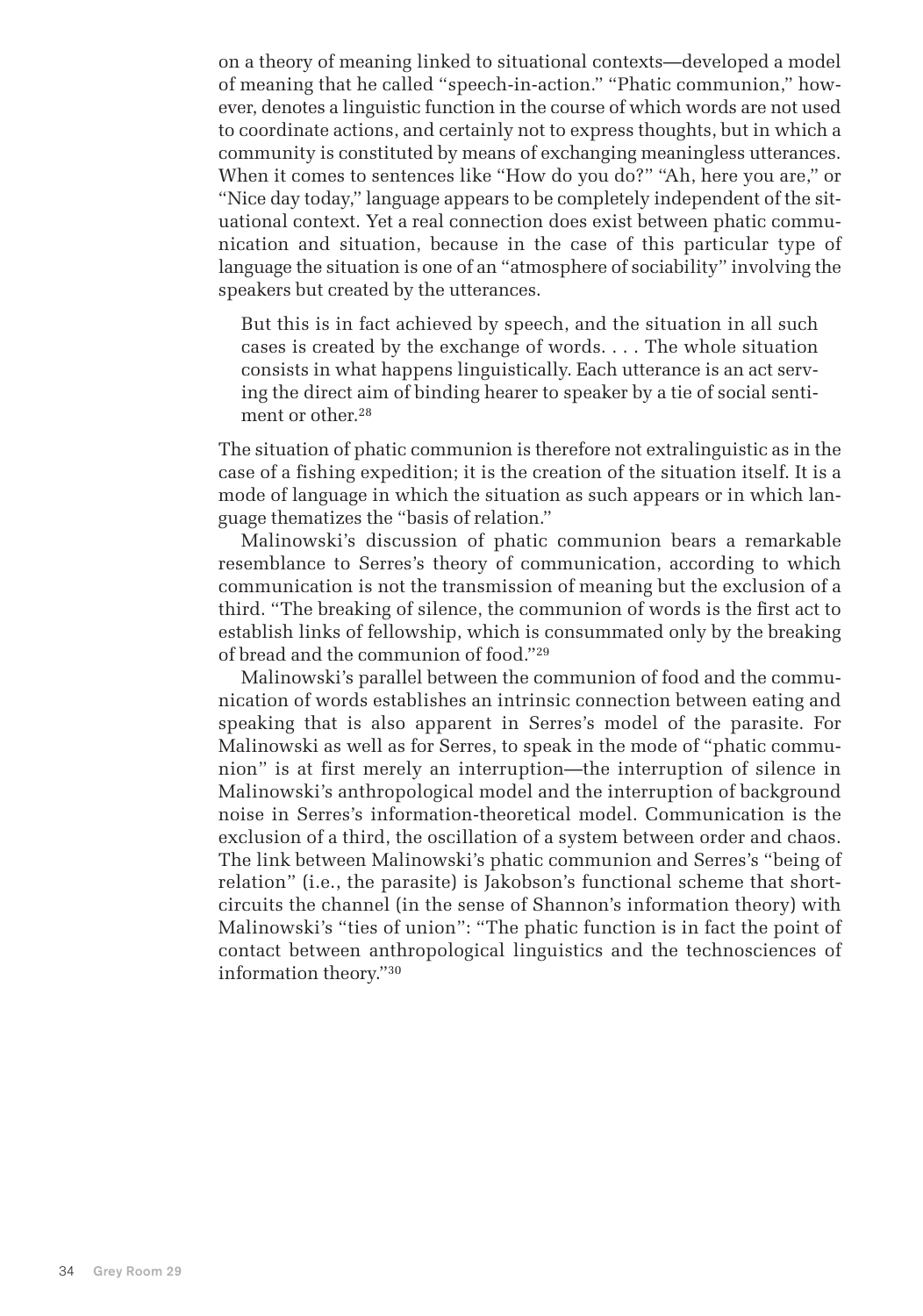on a theory of meaning linked to situational contexts—developed a model of meaning that he called "speech-in-action." "Phatic communion," however, denotes a linguistic function in the course of which words are not used to coordinate actions, and certainly not to express thoughts, but in which a community is constituted by means of exchanging meaningless utterances. When it comes to sentences like "How do you do?" "Ah, here you are," or "Nice day today," language appears to be completely independent of the situational context. Yet a real connection does exist between phatic communication and situation, because in the case of this particular type of language the situation is one of an "atmosphere of sociability" involving the speakers but created by the utterances.

> But this is in fact achieved by speech, and the situation in all such cases is created by the exchange of words. . . . The whole situation consists in what happens linguistically. Each utterance is an act serving the direct aim of binding hearer to speaker by a tie of social sentiment or other.[28]

The situation of phatic communion is therefore not extralinguistic as in the case of a fishing expedition; it is the creation of the situation itself. It is a mode of language in which the situation as such appears or in which language thematizes the "basis of relation."

Malinowski's discussion of phatic communion bears a remarkable resemblance to Serres's theory of communication, according to which communication is not the transmission of meaning but the exclusion of a third. "The breaking of silence, the communion of words is the first act to establish links of fellowship, which is consummated only by the breaking of bread and the communion of food."[29]

Malinowski's parallel between the communion of food and the communication of words establishes an intrinsic connection between eating and speaking that is also apparent in Serres's model of the parasite. For Malinowski as well as for Serres, to speak in the mode of "phatic communion" is at first merely an interruption—the interruption of silence in Malinowski's anthropological model and the interruption of background noise in Serres's information-theoretical model. Communication is the exclusion of a third, the oscillation of a system between order and chaos. The link between Malinowski's phatic communion and Serres's "being of relation" (i.e., the parasite) is Jakobson's functional scheme that short-circuits the channel (in the sense of Shannon's information theory) with Malinowski's "ties of union": "The phatic function is in fact the point of contact between anthropological linguistics and the technosciences of information theory."[30]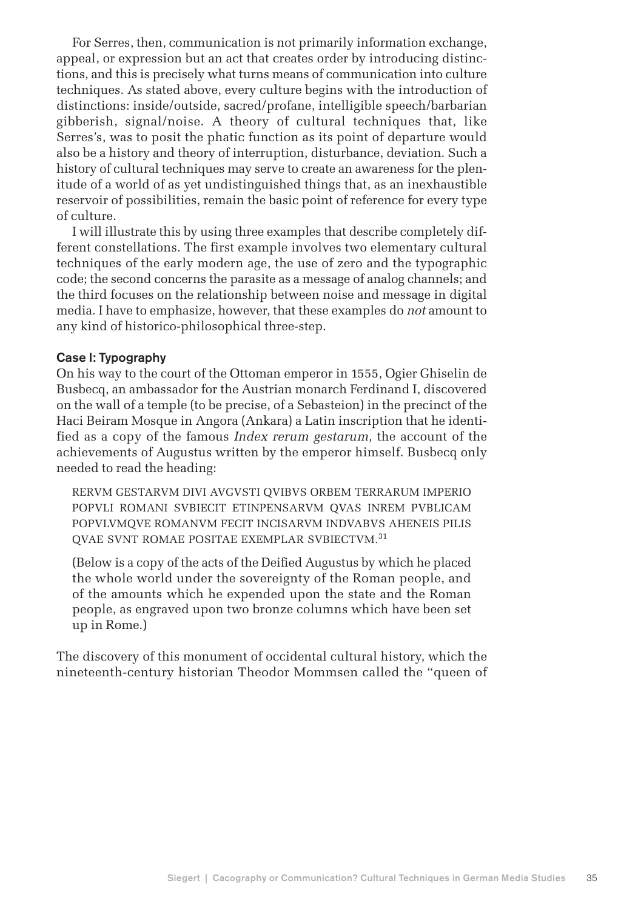For Serres, then, communication is not primarily information exchange, appeal, or expression but an act that creates order by introducing distinctions, and this is precisely what turns means of communication into culture techniques. As stated above, every culture begins with the introduction of distinctions: inside/outside, sacred/profane, intelligible speech/barbarian gibberish, signal/noise. A theory of cultural techniques that, like Serres's, was to posit the phatic function as its point of departure would also be a history and theory of interruption, disturbance, deviation. Such a history of cultural techniques may serve to create an awareness for the plenitude of a world of as yet undistinguished things that, as an inexhaustible reservoir of possibilities, remain the basic point of reference for every type of culture.

I will illustrate this by using three examples that describe completely different constellations. The first example involves two elementary cultural techniques of the early modern age, the use of zero and the typographic code; the second concerns the parasite as a message of analog channels; and the third focuses on the relationship between noise and message in digital media. I have to emphasize, however, that these examples do *not* amount to any kind of historico-philosophical three-step.

### Case I: Typography

On his way to the court of the Ottoman emperor in 1555, Ogier Ghiselin de Busbecq, an ambassador for the Austrian monarch Ferdinand I, discovered on the wall of a temple (to be precise, of a Sebasteion) in the precinct of the Haci Beiram Mosque in Angora (Ankara) a Latin inscription that he identified as a copy of the famous *Index rerum gestarum,* the account of the achievements of Augustus written by the emperor himself. Busbecq only needed to read the heading:

> RERVM GESTARVM DIVI AVGVSTI QVIBVS ORBEM TERRARUM IMPERIO POPVLI ROMANI SVBIECIT ETINPENSARVM QVAS INREM PVBLICAM POPVLVMQVE ROMANVM FECIT INCISARVM INDVABVS AHENEIS PILIS QVAE SVNT ROMAE POSITAE EXEMPLAR SVBIECTVM.[31]
>
> (Below is a copy of the acts of the Deified Augustus by which he placed the whole world under the sovereignty of the Roman people, and of the amounts which he expended upon the state and the Roman people, as engraved upon two bronze columns which have been set up in Rome.)

The discovery of this monument of occidental cultural history, which the nineteenth-century historian Theodor Mommsen called the "queen of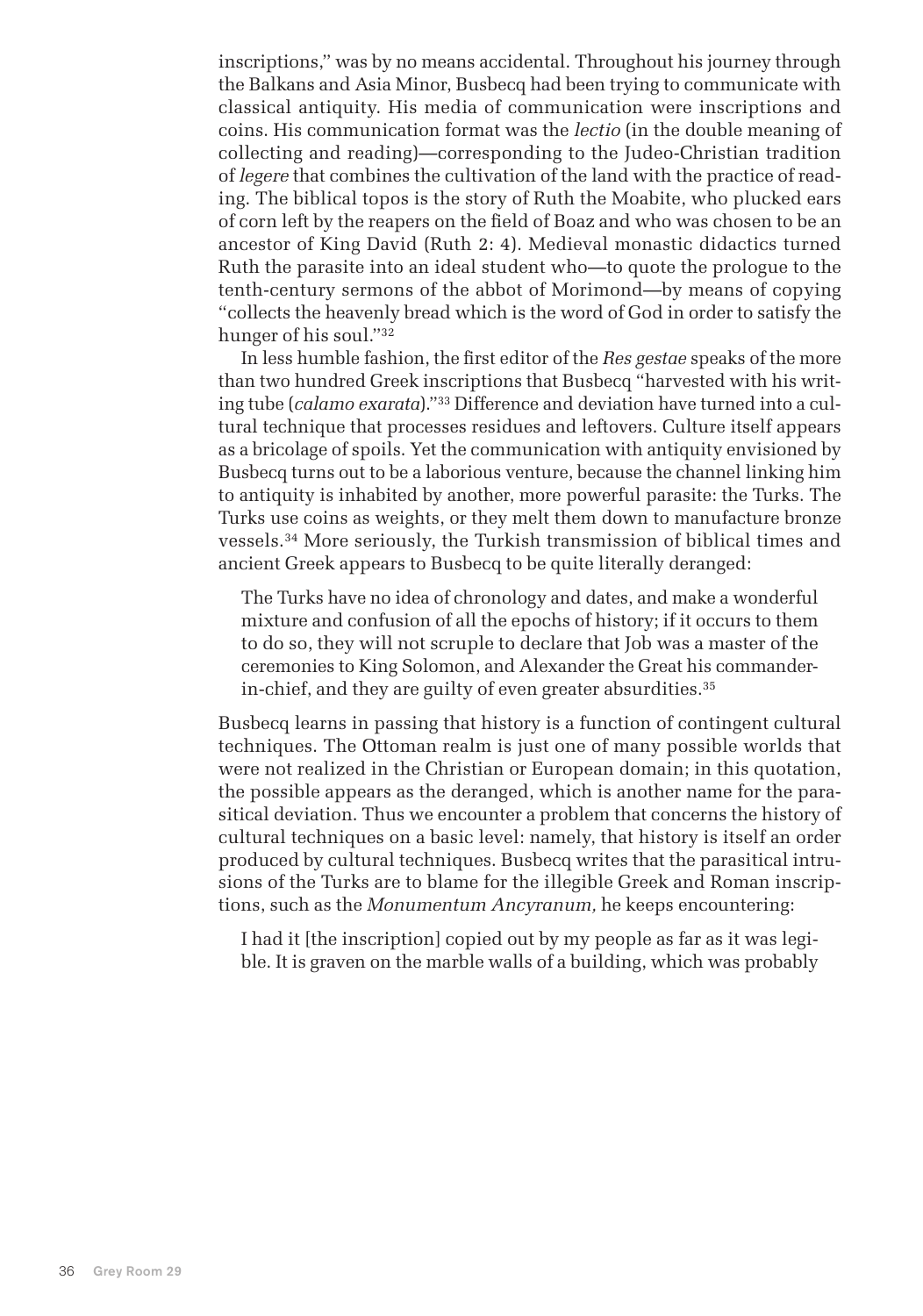inscriptions," was by no means accidental. Throughout his journey through the Balkans and Asia Minor, Busbecq had been trying to communicate with classical antiquity. His media of communication were inscriptions and coins. His communication format was the *lectio* (in the double meaning of collecting and reading)—corresponding to the Judeo-Christian tradition of *legere* that combines the cultivation of the land with the practice of reading. The biblical topos is the story of Ruth the Moabite, who plucked ears of corn left by the reapers on the field of Boaz and who was chosen to be an ancestor of King David (Ruth 2: 4). Medieval monastic didactics turned Ruth the parasite into an ideal student who—to quote the prologue to the tenth-century sermons of the abbot of Morimond—by means of copying "collects the heavenly bread which is the word of God in order to satisfy the hunger of his soul."[32]

In less humble fashion, the first editor of the *Res gestae* speaks of the more than two hundred Greek inscriptions that Busbecq "harvested with his writing tube (*calamo exarata*)."[33] Difference and deviation have turned into a cultural technique that processes residues and leftovers. Culture itself appears as a bricolage of spoils. Yet the communication with antiquity envisioned by Busbecq turns out to be a laborious venture, because the channel linking him to antiquity is inhabited by another, more powerful parasite: the Turks. The Turks use coins as weights, or they melt them down to manufacture bronze vessels.[34] More seriously, the Turkish transmission of biblical times and ancient Greek appears to Busbecq to be quite literally deranged:

> The Turks have no idea of chronology and dates, and make a wonderful mixture and confusion of all the epochs of history; if it occurs to them to do so, they will not scruple to declare that Job was a master of the ceremonies to King Solomon, and Alexander the Great his commander-in-chief, and they are guilty of even greater absurdities.[35]

Busbecq learns in passing that history is a function of contingent cultural techniques. The Ottoman realm is just one of many possible worlds that were not realized in the Christian or European domain; in this quotation, the possible appears as the deranged, which is another name for the parasitical deviation. Thus we encounter a problem that concerns the history of cultural techniques on a basic level: namely, that history is itself an order produced by cultural techniques. Busbecq writes that the parasitical intrusions of the Turks are to blame for the illegible Greek and Roman inscriptions, such as the *Monumentum Ancyranum,* he keeps encountering:

> I had it [the inscription] copied out by my people as far as it was legible. It is graven on the marble walls of a building, which was probably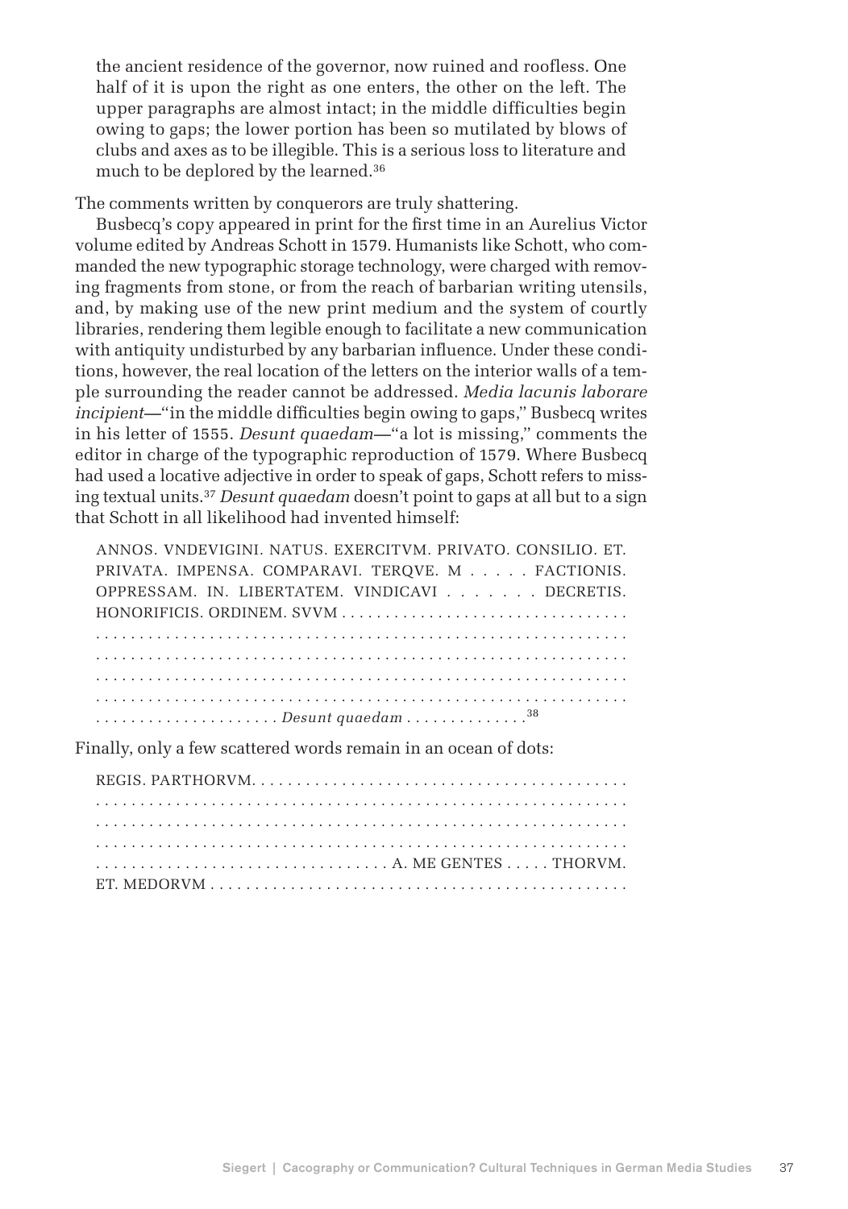> the ancient residence of the governor, now ruined and roofless. One half of it is upon the right as one enters, the other on the left. The upper paragraphs are almost intact; in the middle difficulties begin owing to gaps; the lower portion has been so mutilated by blows of clubs and axes as to be illegible. This is a serious loss to literature and much to be deplored by the learned.[36]

The comments written by conquerors are truly shattering.

Busbecq's copy appeared in print for the first time in an Aurelius Victor volume edited by Andreas Schott in 1579. Humanists like Schott, who commanded the new typographic storage technology, were charged with removing fragments from stone, or from the reach of barbarian writing utensils, and, by making use of the new print medium and the system of courtly libraries, rendering them legible enough to facilitate a new communication with antiquity undisturbed by any barbarian influence. Under these conditions, however, the real location of the letters on the interior walls of a temple surrounding the reader cannot be addressed. *Media lacunis laborare incipient*—"in the middle difficulties begin owing to gaps," Busbecq writes in his letter of 1555. *Desunt quaedam*—"a lot is missing," comments the editor in charge of the typographic reproduction of 1579. Where Busbecq had used a locative adjective in order to speak of gaps, Schott refers to missing textual units.[37] *Desunt quaedam* doesn't point to gaps at all but to a sign that Schott in all likelihood had invented himself:

> ANNOS. VNDEVIGINI. NATUS. EXERCITVM. PRIVATO. CONSILIO. ET. PRIVATA. IMPENSA. COMPARAVI. TERQVE. M . . . . . FACTIONIS. OPPRESSAM. IN. LIBERTATEM. VINDICAVI . . . . . . . DECRETIS. HONORIFICIS. ORDINEM. SVVM . . . . . . . . . . . . . . . . . . . . . . . . . . . . . . . .
> . . . . . . . . . . . . . . . . . . . . . . . . . . . . . . . . . . . . . . . . . . . . . . . . . . . . . . . . . . .
> . . . . . . . . . . . . . . . . . . . . . . . . . . . . . . . . . . . . . . . . . . . . . . . . . . . . . . . . . . .
> . . . . . . . . . . . . . . . . . . . . . . . . . . . . . . . . . . . . . . . . . . . . . . . . . . . . . . . . . . .
> . . . . . . . . . . . . . . . . . . . . . . . . . . . . . . . . . . . . . . . . . . . . . . . . . . . . . . . . . . .
> . . . . . . . . . . . . . . . . . . . . *Desunt quaedam* . . . . . . . . . . . . .[38]

Finally, only a few scattered words remain in an ocean of dots:

> REGIS. PARTHORVM. . . . . . . . . . . . . . . . . . . . . . . . . . . . . . . . . . . . . . . . . .
> . . . . . . . . . . . . . . . . . . . . . . . . . . . . . . . . . . . . . . . . . . . . . . . . . . . . . . . . . . .
> . . . . . . . . . . . . . . . . . . . . . . . . . . . . . . . . . . . . . . . . . . . . . . . . . . . . . . . . . . .
> . . . . . . . . . . . . . . . . . . . . . . . . . . . . . . . . . . . . . . . . . . . . . . . . . . . . . . . . . . .
> . . . . . . . . . . . . . . . . . . . . . . . . . . . . . . . . A. ME GENTES . . . . . THORVM.
> ET. MEDORVM . . . . . . . . . . . . . . . . . . . . . . . . . . . . . . . . . . . . . . . . . . . . . . .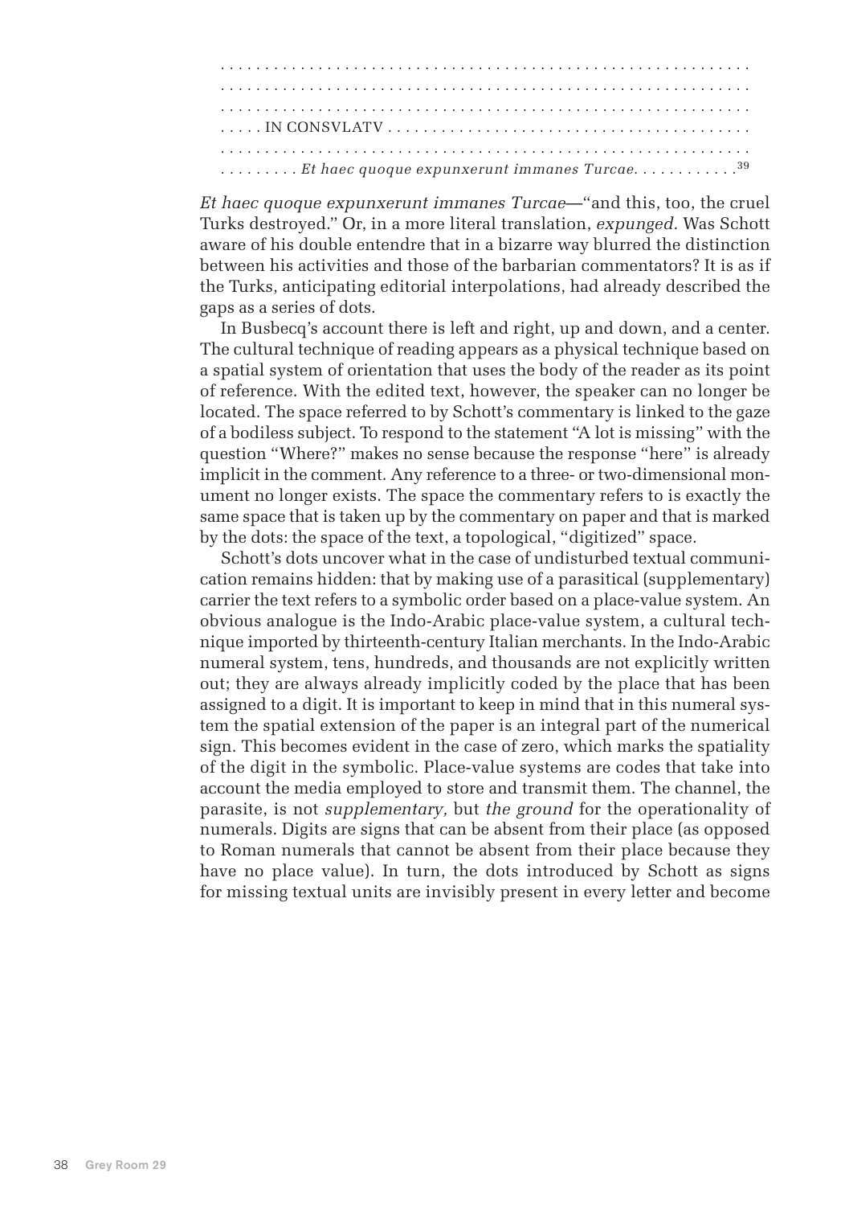. . . . . . . . . . . . . . . . . . . . . . . . . . . . . . . . . . . . . . . . . . . . . . . . . . . . . . . . . . . .

. . . . . . . . . . . . . . . . . . . . . . . . . . . . . . . . . . . . . . . . . . . . . . . . . . . . . . . . . . . .

. . . . . . . . . . . . . . . . . . . . . . . . . . . . . . . . . . . . . . . . . . . . . . . . . . . . . . . . . . . .

. . . . . IN CONSVLATV . . . . . . . . . . . . . . . . . . . . . . . . . . . . . . . . . . . . . . . .

. . . . . . . . . . . . . . . . . . . . . . . . . . . . . . . . . . . . . . . . . . . . . . . . . . . . . . . . . . . .

. . . . . . . . . *Et haec quoque expunxerunt immanes Turcae*. . . . . . . . . . . .[39]

*Et haec quoque expunxerunt immanes Turcae*—"and this, too, the cruel Turks destroyed." Or, in a more literal translation, *expunged.* Was Schott aware of his double entendre that in a bizarre way blurred the distinction between his activities and those of the barbarian commentators? It is as if the Turks, anticipating editorial interpolations, had already described the gaps as a series of dots.

In Busbecq's account there is left and right, up and down, and a center. The cultural technique of reading appears as a physical technique based on a spatial system of orientation that uses the body of the reader as its point of reference. With the edited text, however, the speaker can no longer be located. The space referred to by Schott's commentary is linked to the gaze of a bodiless subject. To respond to the statement "A lot is missing" with the question "Where?" makes no sense because the response "here" is already implicit in the comment. Any reference to a three- or two-dimensional monument no longer exists. The space the commentary refers to is exactly the same space that is taken up by the commentary on paper and that is marked by the dots: the space of the text, a topological, "digitized" space.

Schott's dots uncover what in the case of undisturbed textual communication remains hidden: that by making use of a parasitical (supplementary) carrier the text refers to a symbolic order based on a place-value system. An obvious analogue is the Indo-Arabic place-value system, a cultural technique imported by thirteenth-century Italian merchants. In the Indo-Arabic numeral system, tens, hundreds, and thousands are not explicitly written out; they are always already implicitly coded by the place that has been assigned to a digit. It is important to keep in mind that in this numeral system the spatial extension of the paper is an integral part of the numerical sign. This becomes evident in the case of zero, which marks the spatiality of the digit in the symbolic. Place-value systems are codes that take into account the media employed to store and transmit them. The channel, the parasite, is not *supplementary,* but *the ground* for the operationality of numerals. Digits are signs that can be absent from their place (as opposed to Roman numerals that cannot be absent from their place because they have no place value). In turn, the dots introduced by Schott as signs for missing textual units are invisibly present in every letter and become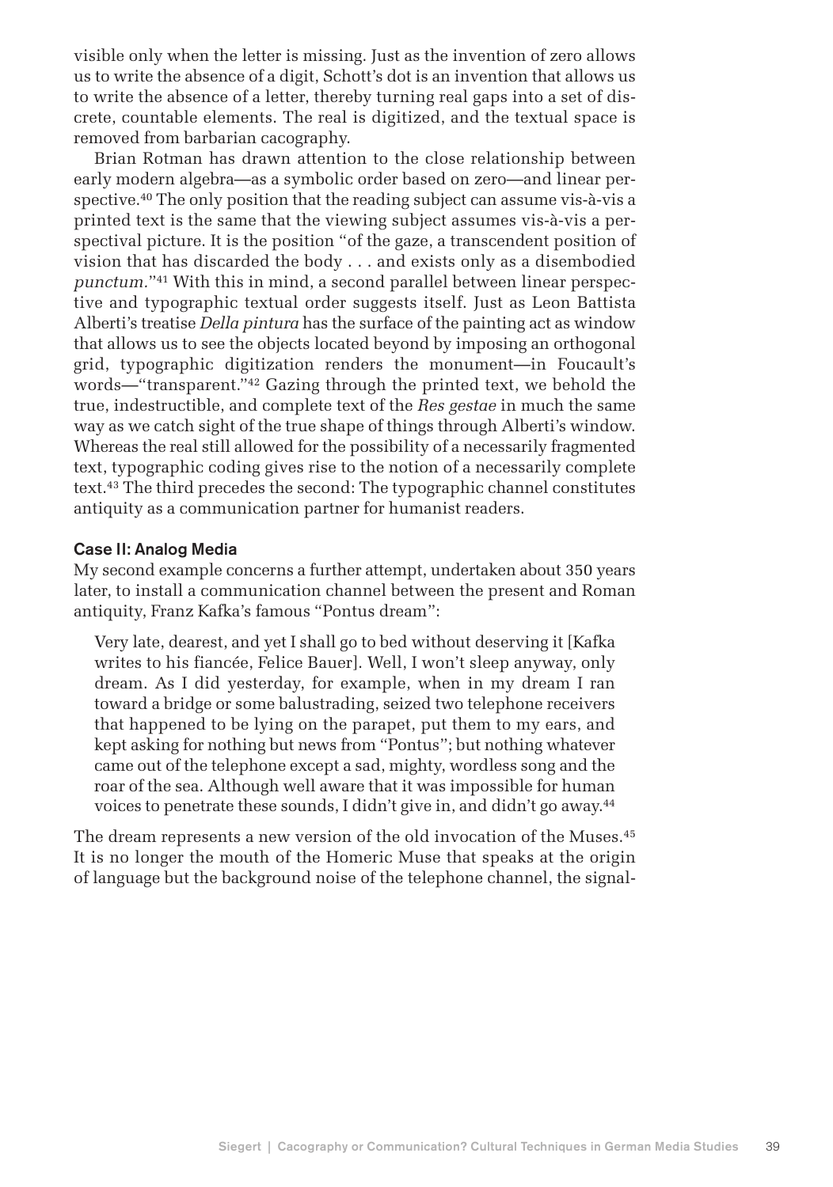visible only when the letter is missing. Just as the invention of zero allows us to write the absence of a digit, Schott's dot is an invention that allows us to write the absence of a letter, thereby turning real gaps into a set of discrete, countable elements. The real is digitized, and the textual space is removed from barbarian cacography.

Brian Rotman has drawn attention to the close relationship between early modern algebra—as a symbolic order based on zero—and linear perspective.[40] The only position that the reading subject can assume vis-à-vis a printed text is the same that the viewing subject assumes vis-à-vis a perspectival picture. It is the position "of the gaze, a transcendent position of vision that has discarded the body . . . and exists only as a disembodied *punctum*."[41] With this in mind, a second parallel between linear perspective and typographic textual order suggests itself. Just as Leon Battista Alberti's treatise *Della pintura* has the surface of the painting act as window that allows us to see the objects located beyond by imposing an orthogonal grid, typographic digitization renders the monument—in Foucault's words—"transparent."[42] Gazing through the printed text, we behold the true, indestructible, and complete text of the *Res gestae* in much the same way as we catch sight of the true shape of things through Alberti's window. Whereas the real still allowed for the possibility of a necessarily fragmented text, typographic coding gives rise to the notion of a necessarily complete text.[43] The third precedes the second: The typographic channel constitutes antiquity as a communication partner for humanist readers.

### Case II: Analog Media

My second example concerns a further attempt, undertaken about 350 years later, to install a communication channel between the present and Roman antiquity, Franz Kafka's famous "Pontus dream":

> Very late, dearest, and yet I shall go to bed without deserving it [Kafka writes to his fiancée, Felice Bauer]. Well, I won't sleep anyway, only dream. As I did yesterday, for example, when in my dream I ran toward a bridge or some balustrading, seized two telephone receivers that happened to be lying on the parapet, put them to my ears, and kept asking for nothing but news from "Pontus"; but nothing whatever came out of the telephone except a sad, mighty, wordless song and the roar of the sea. Although well aware that it was impossible for human voices to penetrate these sounds, I didn't give in, and didn't go away.[44]

The dream represents a new version of the old invocation of the Muses.[45] It is no longer the mouth of the Homeric Muse that speaks at the origin of language but the background noise of the telephone channel, the signal-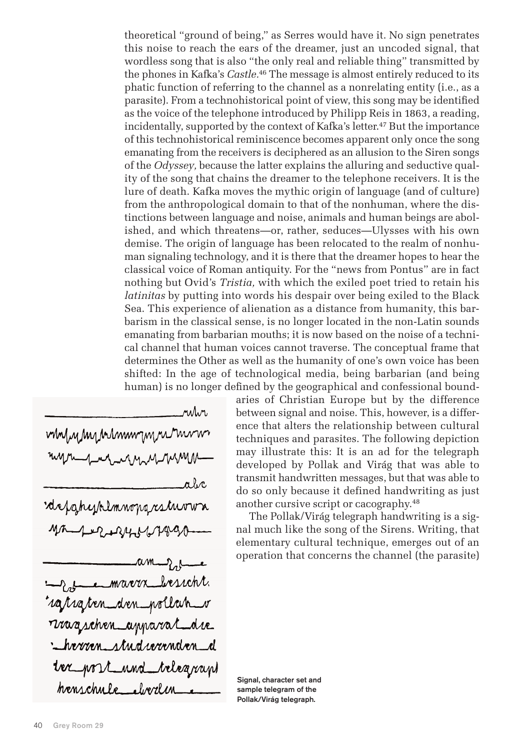theoretical "ground of being," as Serres would have it. No sign penetrates this noise to reach the ears of the dreamer, just an uncoded signal, that wordless song that is also "the only real and reliable thing" transmitted by the phones in Kafka's *Castle*.[46] The message is almost entirely reduced to its phatic function of referring to the channel as a nonrelating entity (i.e., as a parasite). From a technohistorical point of view, this song may be identified as the voice of the telephone introduced by Philipp Reis in 1863, a reading, incidentally, supported by the context of Kafka's letter.[47] But the importance of this technohistorical reminiscence becomes apparent only once the song emanating from the receivers is deciphered as an allusion to the Siren songs of the *Odyssey,* because the latter explains the alluring and seductive quality of the song that chains the dreamer to the telephone receivers. It is the lure of death. Kafka moves the mythic origin of language (and of culture) from the anthropological domain to that of the nonhuman, where the distinctions between language and noise, animals and human beings are abolished, and which threatens—or, rather, seduces—Ulysses with his own demise. The origin of language has been relocated to the realm of nonhuman signaling technology, and it is there that the dreamer hopes to hear the classical voice of Roman antiquity. For the "news from Pontus" are in fact nothing but Ovid's *Tristia,* with which the exiled poet tried to retain his *latinitas* by putting into words his despair over being exiled to the Black Sea. This experience of alienation as a distance from humanity, this barbarism in the classical sense, is no longer located in the non-Latin sounds emanating from barbarian mouths; it is now based on the noise of a technical channel that human voices cannot traverse. The conceptual frame that determines the Other as well as the humanity of one's own voice has been shifted: In the age of technological media, being barbarian (and being human) is no longer defined by the geographical and confessional boundaries of Christian Europe but by the difference between signal and noise. This, however, is a difference that alters the relationship between cultural techniques and parasites. The following depiction may illustrate this: It is an ad for the telegraph developed by Pollak and Virág that was able to transmit handwritten messages, but that was able to do so only because it defined handwriting as just another cursive script or cacography.[48]

The Pollak/Virág telegraph handwriting is a signal much like the song of the Sirens. Writing, that elementary cultural technique, emerges out of an operation that concerns the channel (the parasite)

Signal, character set and sample telegram of the Pollak/Virág telegraph.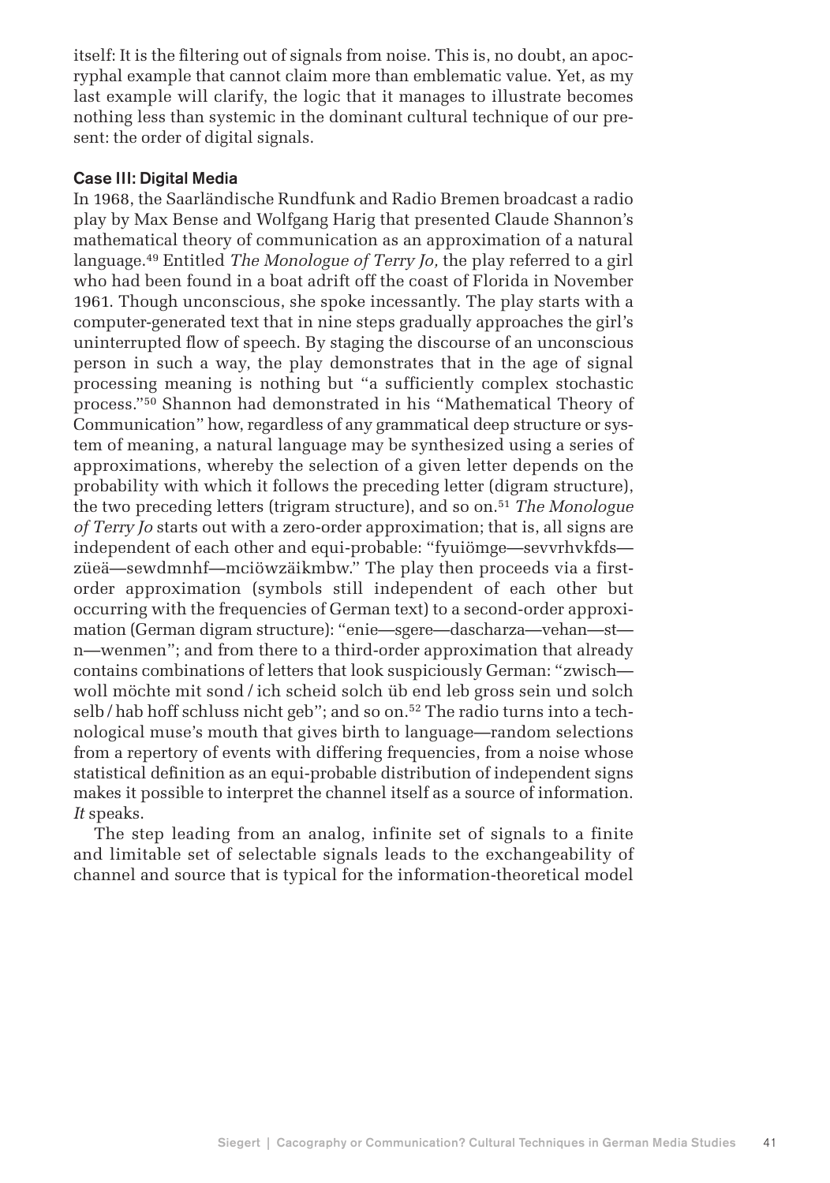itself: It is the filtering out of signals from noise. This is, no doubt, an apocryphal example that cannot claim more than emblematic value. Yet, as my last example will clarify, the logic that it manages to illustrate becomes nothing less than systemic in the dominant cultural technique of our present: the order of digital signals.

### Case III: Digital Media

In 1968, the Saarländische Rundfunk and Radio Bremen broadcast a radio play by Max Bense and Wolfgang Harig that presented Claude Shannon's mathematical theory of communication as an approximation of a natural language.[49] Entitled *The Monologue of Terry Jo,* the play referred to a girl who had been found in a boat adrift off the coast of Florida in November 1961. Though unconscious, she spoke incessantly. The play starts with a computer-generated text that in nine steps gradually approaches the girl's uninterrupted flow of speech. By staging the discourse of an unconscious person in such a way, the play demonstrates that in the age of signal processing meaning is nothing but "a sufficiently complex stochastic process."[50] Shannon had demonstrated in his "Mathematical Theory of Communication" how, regardless of any grammatical deep structure or system of meaning, a natural language may be synthesized using a series of approximations, whereby the selection of a given letter depends on the probability with which it follows the preceding letter (digram structure), the two preceding letters (trigram structure), and so on.[51] *The Monologue of Terry Jo* starts out with a zero-order approximation; that is, all signs are independent of each other and equi-probable: "fyuiömge—sevvrhvkfds—züeä—sewdmnhf—mciöwzäikmbw." The play then proceeds via a first-order approximation (symbols still independent of each other but occurring with the frequencies of German text) to a second-order approximation (German digram structure): "enie—sgere—dascharza—vehan—st—n—wenmen"; and from there to a third-order approximation that already contains combinations of letters that look suspiciously German: "zwisch—woll möchte mit sond / ich scheid solch üb end leb gross sein und solch selb / hab hoff schluss nicht geb"; and so on.[52] The radio turns into a technological muse's mouth that gives birth to language—random selections from a repertory of events with differing frequencies, from a noise whose statistical definition as an equi-probable distribution of independent signs makes it possible to interpret the channel itself as a source of information. *It* speaks.

The step leading from an analog, infinite set of signals to a finite and limitable set of selectable signals leads to the exchangeability of channel and source that is typical for the information-theoretical model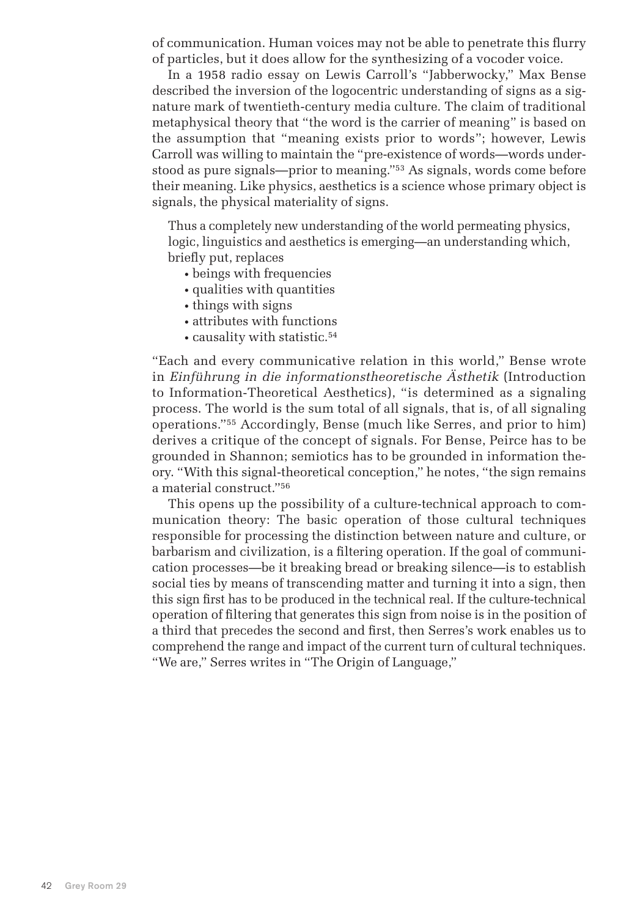of communication. Human voices may not be able to penetrate this flurry of particles, but it does allow for the synthesizing of a vocoder voice.

In a 1958 radio essay on Lewis Carroll's "Jabberwocky," Max Bense described the inversion of the logocentric understanding of signs as a signature mark of twentieth-century media culture. The claim of traditional metaphysical theory that "the word is the carrier of meaning" is based on the assumption that "meaning exists prior to words"; however, Lewis Carroll was willing to maintain the "pre-existence of words—words understood as pure signals—prior to meaning."[53] As signals, words come before their meaning. Like physics, aesthetics is a science whose primary object is signals, the physical materiality of signs.

> Thus a completely new understanding of the world permeating physics, logic, linguistics and aesthetics is emerging—an understanding which, briefly put, replaces
>
> - beings with frequencies
> - qualities with quantities
> - things with signs
> - attributes with functions
> - causality with statistic.[54]

"Each and every communicative relation in this world," Bense wrote in *Einführung in die informationstheoretische Ästhetik* (Introduction to Information-Theoretical Aesthetics), "is determined as a signaling process. The world is the sum total of all signals, that is, of all signaling operations."[55] Accordingly, Bense (much like Serres, and prior to him) derives a critique of the concept of signals. For Bense, Peirce has to be grounded in Shannon; semiotics has to be grounded in information theory. "With this signal-theoretical conception," he notes, "the sign remains a material construct."[56]

This opens up the possibility of a culture-technical approach to communication theory: The basic operation of those cultural techniques responsible for processing the distinction between nature and culture, or barbarism and civilization, is a filtering operation. If the goal of communication processes—be it breaking bread or breaking silence—is to establish social ties by means of transcending matter and turning it into a sign, then this sign first has to be produced in the technical real. If the culture-technical operation of filtering that generates this sign from noise is in the position of a third that precedes the second and first, then Serres's work enables us to comprehend the range and impact of the current turn of cultural techniques. "We are," Serres writes in "The Origin of Language,"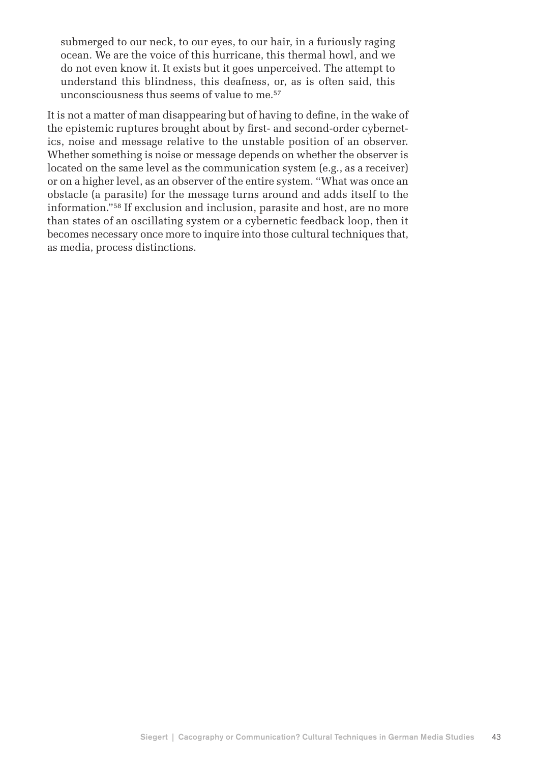> submerged to our neck, to our eyes, to our hair, in a furiously raging ocean. We are the voice of this hurricane, this thermal howl, and we do not even know it. It exists but it goes unperceived. The attempt to understand this blindness, this deafness, or, as is often said, this unconsciousness thus seems of value to me.[57]

It is not a matter of man disappearing but of having to define, in the wake of the epistemic ruptures brought about by first- and second-order cybernetics, noise and message relative to the unstable position of an observer. Whether something is noise or message depends on whether the observer is located on the same level as the communication system (e.g., as a receiver) or on a higher level, as an observer of the entire system. "What was once an obstacle (a parasite) for the message turns around and adds itself to the information."[58] If exclusion and inclusion, parasite and host, are no more than states of an oscillating system or a cybernetic feedback loop, then it becomes necessary once more to inquire into those cultural techniques that, as media, process distinctions.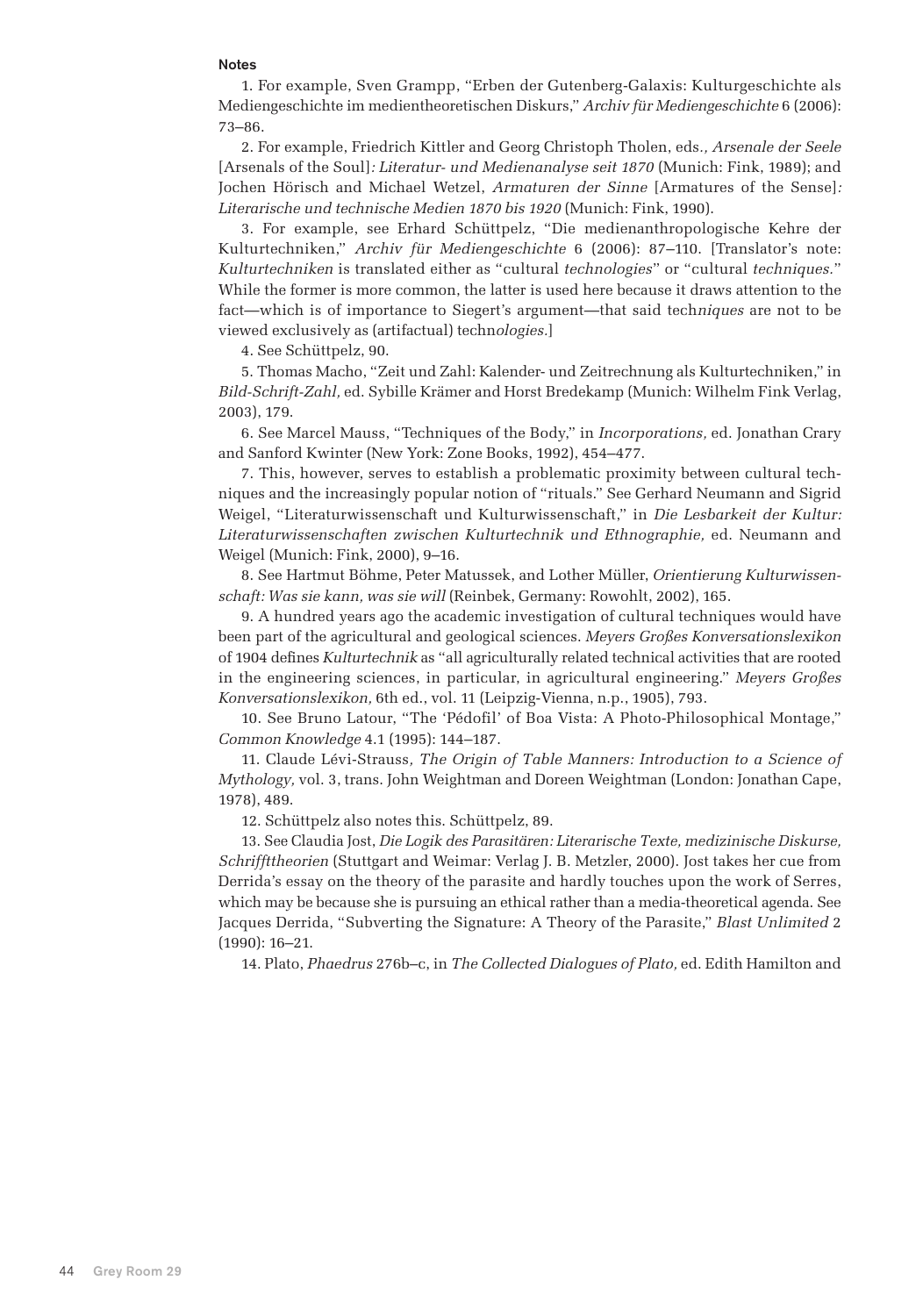### Notes

1. For example, Sven Grampp, "Erben der Gutenberg-Galaxis: Kulturgeschichte als Mediengeschichte im medientheoretischen Diskurs," *Archiv für Mediengeschichte* 6 (2006): 73–86.

2. For example, Friedrich Kittler and Georg Christoph Tholen, eds., *Arsenale der Seele* [Arsenals of the Soul]*: Literatur- und Medienanalyse seit 1870* (Munich: Fink, 1989); and Jochen Hörisch and Michael Wetzel, *Armaturen der Sinne* [Armatures of the Sense]*: Literarische und technische Medien 1870 bis 1920* (Munich: Fink, 1990).

3. For example, see Erhard Schüttpelz, "Die medienanthropologische Kehre der Kulturtechniken," *Archiv für Mediengeschichte* 6 (2006): 87–110. [Translator's note: *Kulturtechniken* is translated either as "cultural *technologies*" or "cultural *techniques.*" While the former is more common, the latter is used here because it draws attention to the fact—which is of importance to Siegert's argument—that said tech*niques* are not to be viewed exclusively as (artifactual) techn*ologies.*]

4. See Schüttpelz, 90.

5. Thomas Macho, "Zeit und Zahl: Kalender- und Zeitrechnung als Kulturtechniken," in *Bild-Schrift-Zahl,* ed. Sybille Krämer and Horst Bredekamp (Munich: Wilhelm Fink Verlag, 2003), 179.

6. See Marcel Mauss, "Techniques of the Body," in *Incorporations,* ed. Jonathan Crary and Sanford Kwinter (New York: Zone Books, 1992), 454–477.

7. This, however, serves to establish a problematic proximity between cultural techniques and the increasingly popular notion of "rituals." See Gerhard Neumann and Sigrid Weigel, "Literaturwissenschaft und Kulturwissenschaft," in *Die Lesbarkeit der Kultur: Literaturwissenschaften zwischen Kulturtechnik und Ethnographie,* ed. Neumann and Weigel (Munich: Fink, 2000), 9–16.

8. See Hartmut Böhme, Peter Matussek, and Lother Müller, *Orientierung Kulturwissenschaft: Was sie kann, was sie will* (Reinbek, Germany: Rowohlt, 2002), 165.

9. A hundred years ago the academic investigation of cultural techniques would have been part of the agricultural and geological sciences. *Meyers Großes Konversationslexikon* of 1904 defines *Kulturtechnik* as "all agriculturally related technical activities that are rooted in the engineering sciences, in particular, in agricultural engineering." *Meyers Großes Konversationslexikon,* 6th ed., vol. 11 (Leipzig-Vienna, n.p., 1905), 793.

10. See Bruno Latour, "The 'Pédofil' of Boa Vista: A Photo-Philosophical Montage," *Common Knowledge* 4.1 (1995): 144–187.

11. Claude Lévi-Strauss*, The Origin of Table Manners: Introduction to a Science of Mythology,* vol. 3, trans. John Weightman and Doreen Weightman (London: Jonathan Cape, 1978), 489.

12. Schüttpelz also notes this. Schüttpelz, 89.

13. See Claudia Jost, *Die Logik des Parasitären: Literarische Texte, medizinische Diskurse, Schrifttheorien* (Stuttgart and Weimar: Verlag J. B. Metzler, 2000). Jost takes her cue from Derrida's essay on the theory of the parasite and hardly touches upon the work of Serres, which may be because she is pursuing an ethical rather than a media-theoretical agenda. See Jacques Derrida, "Subverting the Signature: A Theory of the Parasite," *Blast Unlimited* 2 (1990): 16–21.

14. Plato, *Phaedrus* 276b–c, in *The Collected Dialogues of Plato,* ed. Edith Hamilton and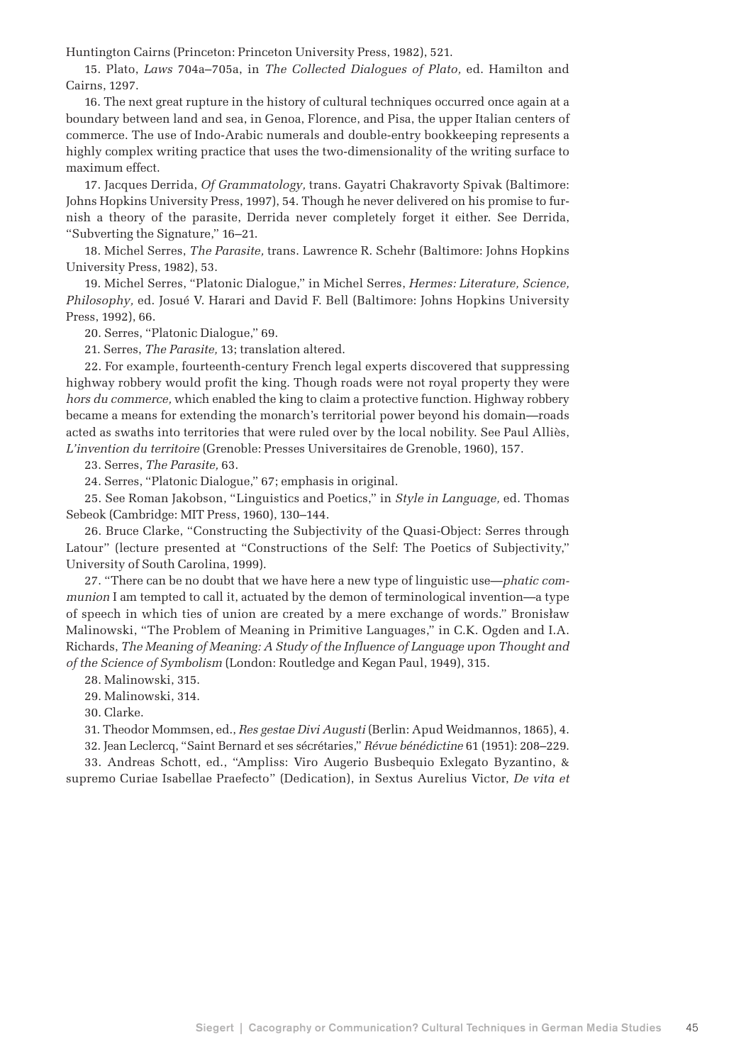Huntington Cairns (Princeton: Princeton University Press, 1982), 521.

15. Plato, *Laws* 704a–705a, in *The Collected Dialogues of Plato,* ed. Hamilton and Cairns, 1297.

16. The next great rupture in the history of cultural techniques occurred once again at a boundary between land and sea, in Genoa, Florence, and Pisa, the upper Italian centers of commerce. The use of Indo-Arabic numerals and double-entry bookkeeping represents a highly complex writing practice that uses the two-dimensionality of the writing surface to maximum effect.

17. Jacques Derrida, *Of Grammatology,* trans. Gayatri Chakravorty Spivak (Baltimore: Johns Hopkins University Press, 1997), 54. Though he never delivered on his promise to furnish a theory of the parasite, Derrida never completely forget it either. See Derrida, "Subverting the Signature," 16–21.

18. Michel Serres, *The Parasite,* trans. Lawrence R. Schehr (Baltimore: Johns Hopkins University Press, 1982), 53.

19. Michel Serres, "Platonic Dialogue," in Michel Serres, *Hermes: Literature, Science, Philosophy,* ed. Josué V. Harari and David F. Bell (Baltimore: Johns Hopkins University Press, 1992), 66.

20. Serres, "Platonic Dialogue," 69.

21. Serres, *The Parasite,* 13; translation altered.

22. For example, fourteenth-century French legal experts discovered that suppressing highway robbery would profit the king. Though roads were not royal property they were *hors du commerce,* which enabled the king to claim a protective function. Highway robbery became a means for extending the monarch's territorial power beyond his domain—roads acted as swaths into territories that were ruled over by the local nobility. See Paul Alliès, *L'invention du territoire* (Grenoble: Presses Universitaires de Grenoble, 1960), 157.

23. Serres, *The Parasite,* 63.

24. Serres, "Platonic Dialogue," 67; emphasis in original.

25. See Roman Jakobson, "Linguistics and Poetics," in *Style in Language,* ed. Thomas Sebeok (Cambridge: MIT Press, 1960), 130–144.

26. Bruce Clarke, "Constructing the Subjectivity of the Quasi-Object: Serres through Latour" (lecture presented at "Constructions of the Self: The Poetics of Subjectivity," University of South Carolina, 1999).

27. "There can be no doubt that we have here a new type of linguistic use—*phatic communion* I am tempted to call it, actuated by the demon of terminological invention—a type of speech in which ties of union are created by a mere exchange of words." Bronisław Malinowski, "The Problem of Meaning in Primitive Languages," in C.K. Ogden and I.A. Richards, *The Meaning of Meaning: A Study of the Influence of Language upon Thought and of the Science of Symbolism* (London: Routledge and Kegan Paul, 1949), 315.

28. Malinowski, 315.

29. Malinowski, 314.

30. Clarke.

31. Theodor Mommsen, ed., *Res gestae Divi Augusti* (Berlin: Apud Weidmannos, 1865), 4.

32. Jean Leclercq, "Saint Bernard et ses sécrétaries," *Révue bénédictine* 61 (1951): 208–229.

33. Andreas Schott, ed., "Ampliss: Viro Augerio Busbequio Exlegato Byzantino, & supremo Curiae Isabellae Praefecto" (Dedication), in Sextus Aurelius Victor, *De vita et*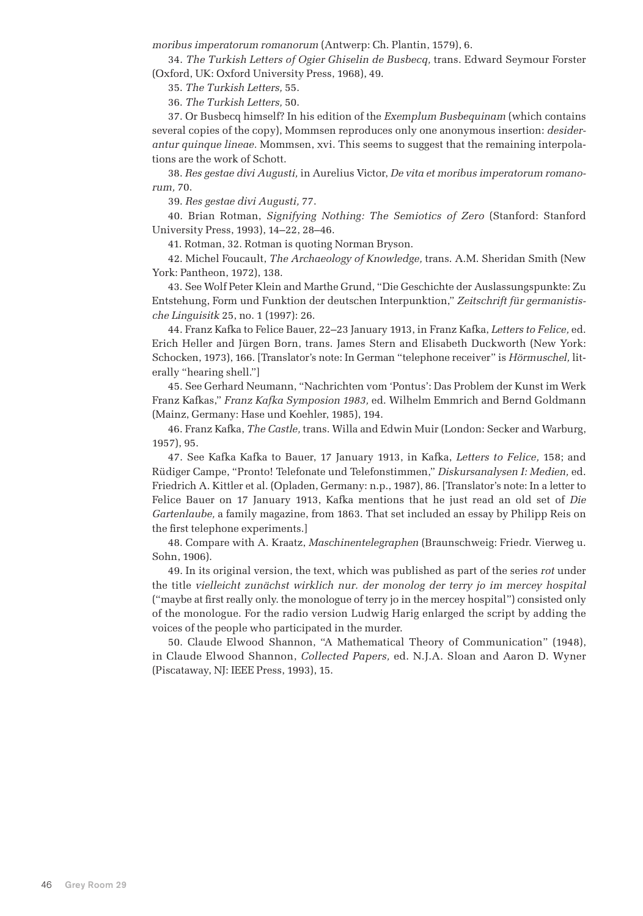*moribus imperatorum romanorum* (Antwerp: Ch. Plantin, 1579), 6.

34. *The Turkish Letters of Ogier Ghiselin de Busbecq,* trans. Edward Seymour Forster (Oxford, UK: Oxford University Press, 1968), 49.

35. *The Turkish Letters,* 55.

36. *The Turkish Letters,* 50.

37. Or Busbecq himself? In his edition of the *Exemplum Busbequinam* (which contains several copies of the copy), Mommsen reproduces only one anonymous insertion: *desiderantur quinque lineae.* Mommsen, xvi. This seems to suggest that the remaining interpolations are the work of Schott.

38. *Res gestae divi Augusti,* in Aurelius Victor, *De vita et moribus imperatorum romanorum,* 70.

39. *Res gestae divi Augusti,* 77.

40. Brian Rotman, *Signifying Nothing: The Semiotics of Zero* (Stanford: Stanford University Press, 1993), 14–22, 28–46.

41. Rotman, 32. Rotman is quoting Norman Bryson.

42. Michel Foucault, *The Archaeology of Knowledge,* trans. A.M. Sheridan Smith (New York: Pantheon, 1972), 138.

43. See Wolf Peter Klein and Marthe Grund, "Die Geschichte der Auslassungspunkte: Zu Entstehung, Form und Funktion der deutschen Interpunktion," *Zeitschrift für germanistische Linguisitk* 25, no. 1 (1997): 26.

44. Franz Kafka to Felice Bauer, 22–23 January 1913, in Franz Kafka, *Letters to Felice,* ed. Erich Heller and Jürgen Born, trans. James Stern and Elisabeth Duckworth (New York: Schocken, 1973), 166. [Translator's note: In German "telephone receiver" is *Hörmuschel,* literally "hearing shell."]

45. See Gerhard Neumann, "Nachrichten vom 'Pontus': Das Problem der Kunst im Werk Franz Kafkas," *Franz Kafka Symposion 1983,* ed. Wilhelm Emmrich and Bernd Goldmann (Mainz, Germany: Hase und Koehler, 1985), 194.

46. Franz Kafka, *The Castle,* trans. Willa and Edwin Muir (London: Secker and Warburg, 1957), 95.

47. See Kafka Kafka to Bauer, 17 January 1913, in Kafka, *Letters to Felice,* 158; and Rüdiger Campe, "Pronto! Telefonate und Telefonstimmen," *Diskursanalysen I: Medien,* ed. Friedrich A. Kittler et al. (Opladen, Germany: n.p., 1987), 86. [Translator's note: In a letter to Felice Bauer on 17 January 1913, Kafka mentions that he just read an old set of *Die Gartenlaube,* a family magazine, from 1863. That set included an essay by Philipp Reis on the first telephone experiments.]

48. Compare with A. Kraatz, *Maschinentelegraphen* (Braunschweig: Friedr. Vierweg u. Sohn, 1906).

49. In its original version, the text, which was published as part of the series *rot* under the title *vielleicht zunächst wirklich nur. der monolog der terry jo im mercey hospital* ("maybe at first really only. the monologue of terry jo in the mercey hospital") consisted only of the monologue. For the radio version Ludwig Harig enlarged the script by adding the voices of the people who participated in the murder.

50. Claude Elwood Shannon, "A Mathematical Theory of Communication" (1948), in Claude Elwood Shannon, *Collected Papers,* ed. N.J.A. Sloan and Aaron D. Wyner (Piscataway, NJ: IEEE Press, 1993), 15.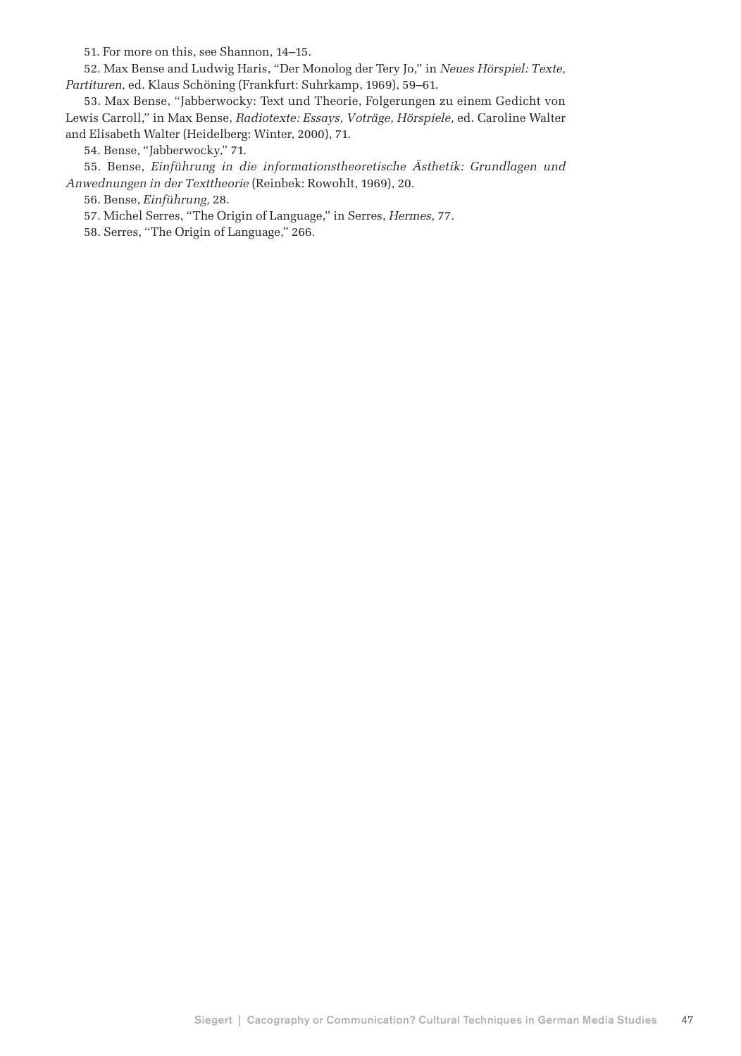51. For more on this, see Shannon, 14–15.

52. Max Bense and Ludwig Haris, "Der Monolog der Tery Jo," in *Neues Hörspiel: Texte, Partituren,* ed. Klaus Schöning (Frankfurt: Suhrkamp, 1969), 59–61.

53. Max Bense, "Jabberwocky: Text und Theorie, Folgerungen zu einem Gedicht von Lewis Carroll," in Max Bense, *Radiotexte: Essays, Voträge, Hörspiele,* ed. Caroline Walter and Elisabeth Walter (Heidelberg: Winter, 2000), 71.

54. Bense, "Jabberwocky," 71.

55. Bense, *Einführung in die informationstheoretische Ästhetik: Grundlagen und Anwednungen in der Texttheorie* (Reinbek: Rowohlt, 1969), 20.

56. Bense, *Einführung,* 28.

57. Michel Serres, "The Origin of Language," in Serres, *Hermes,* 77.

58. Serres, "The Origin of Language," 266.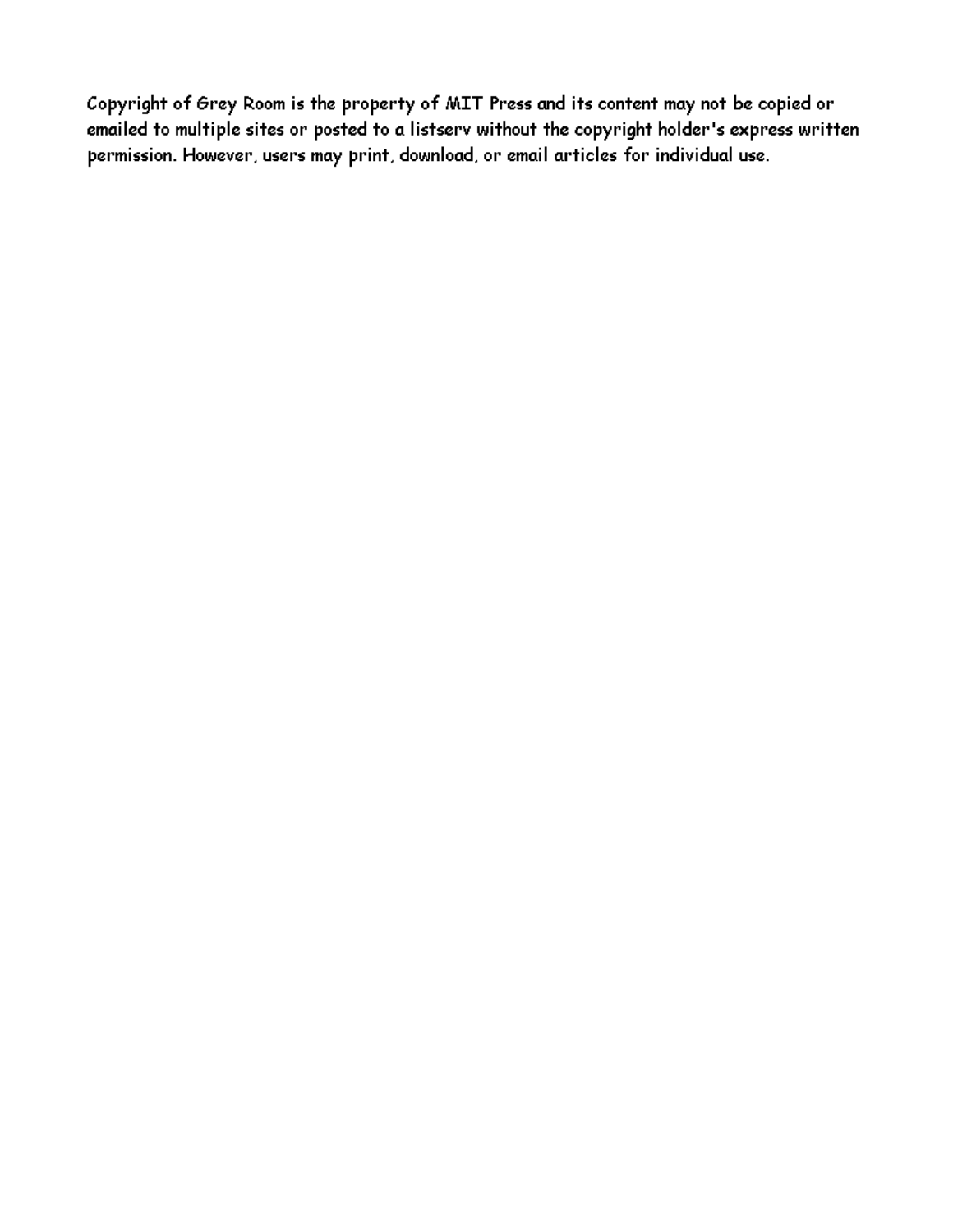Copyright of Grey Room is the property of MIT Press and its content may not be copied or emailed to multiple sites or posted to a listserv without the copyright holder's express written permission. However, users may print, download, or email articles for individual use.